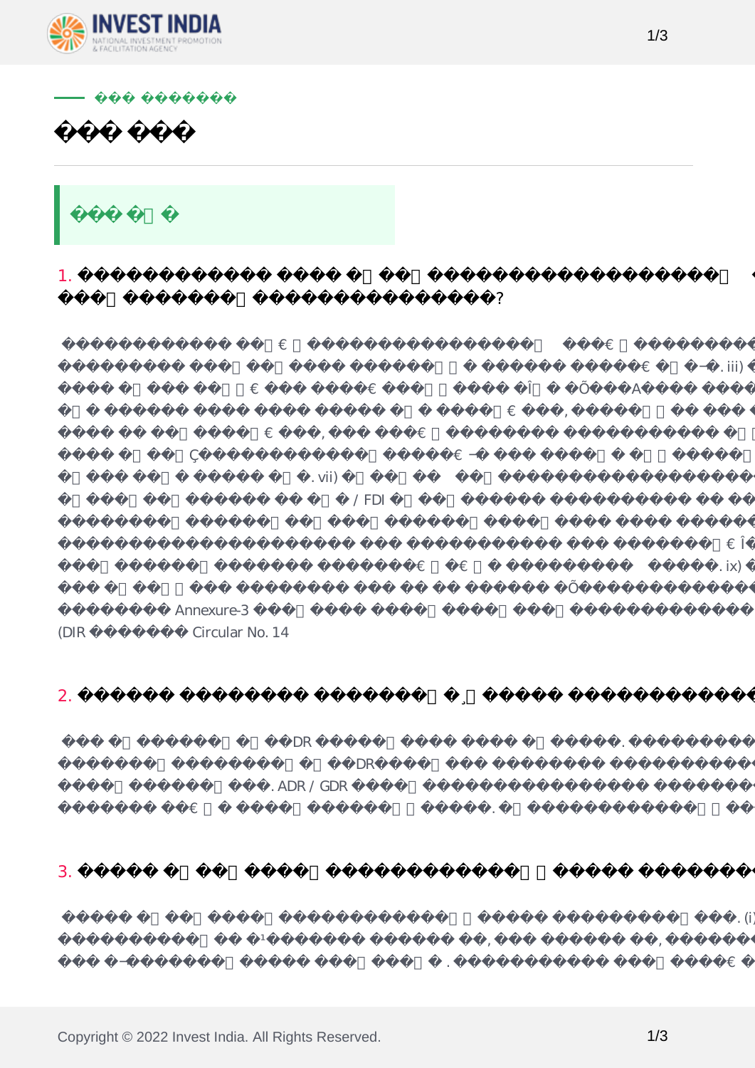



 $\mathcal{R}$ 

양도 가격을 명시하는 정식 서명 동의서 . 공식적인 판매 계약이없는 경우,이 효력을 위해 교환 된

 $\Gamma$ . (i)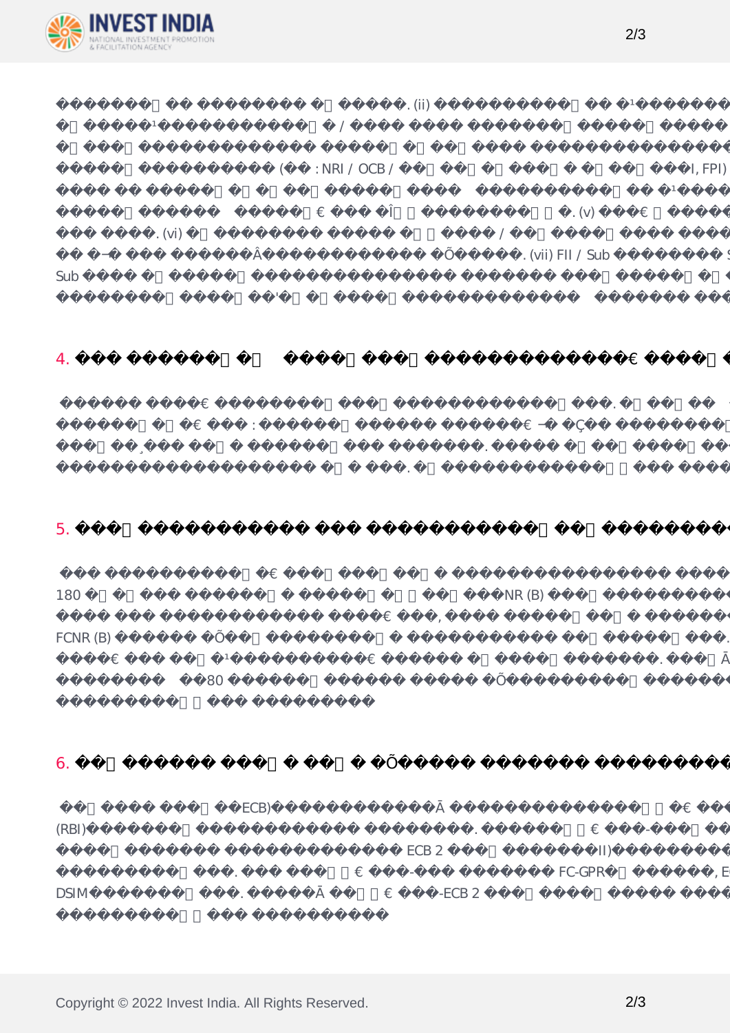

 $(ii)$   $(iii)$  $\angle$  and  $\angle$  and  $\angle$  (iii)  $($  : NRI / OCB /  $/$  /  $/$  FII, FPI)  $/$  $\angle$  $\mathcal{L}(\nabla)$  $\mathbf{H}$  (vi)  $\mathbf{F}\mathbf{D}\mathbf{I}$  /  $\mathbf{F}\mathbf{D}\mathbf{I}$ 

 $\begin{tabular}{ll} \bf (vii) \; FII \; / \; Sub & \; SEBI & \; FII \; / \; \end{tabular}$ Sub FPI  $\hspace{1.6cm}$  1' $\hspace{1.6cm}$  5.1 $\hspace{1.6cm}$ 

| 4.  |                                     | <b>RBI</b>                          |           |             | ာ |
|-----|-------------------------------------|-------------------------------------|-----------|-------------|---|
|     | <b>RBI</b><br>RBI<br>$\ddot{\cdot}$ | $\bullet$<br>$\bullet$<br>$\bullet$ | $\bullet$ | $\bullet$   |   |
| 5.  |                                     |                                     |           | $\tilde{?}$ |   |
| 180 |                                     | NRE / FCNR (B)                      |           | $\bullet$   |   |

|          |     |   |           |           | NRE.      |
|----------|-----|---|-----------|-----------|-----------|
| FCNR (B) |     |   | $\bullet$ | $\bullet$ |           |
|          |     | ٠ |           |           |           |
|          | 180 |   |           |           | $\bullet$ |

| 6.          |           |                          |                          | ?              |  |
|-------------|-----------|--------------------------|--------------------------|----------------|--|
| (RBI)       | (ECB)     | ٠                        | $\overline{\phantom{a}}$ | FC-GPR RBI     |  |
|             |           | ECB <sub>2</sub>         | III)                     | (DSIM)         |  |
|             | ٠         | $\overline{\phantom{0}}$ | FC-GPR                   | , ECB 2 Return |  |
| <b>DSIM</b> | $\bullet$ | $-ECB2$                  |                          | $\bullet$      |  |

내용은 여기를 클릭 하십시오.

내용은 여기를 클릭 하십시오 .